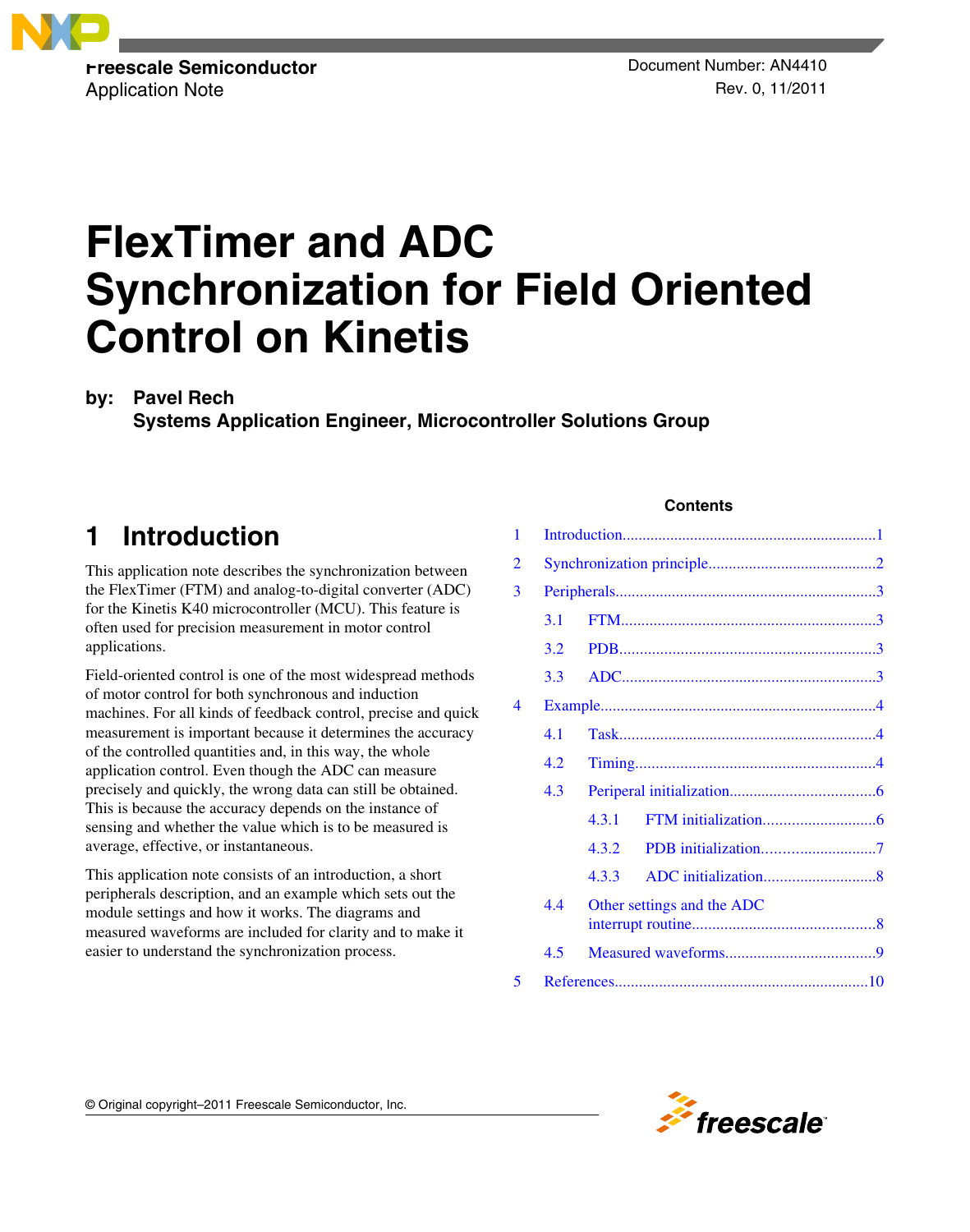Freescale Semiconductor
Application Note

Document Number: AN4410
Rev. 0, 11/2011

# FlexTimer and ADC Synchronization for Field Oriented Control on Kinetis

by: **Pavel Rech**
**Systems Application Engineer, Microcontroller Solutions Group**

**Contents**

| | | |
|---|---|---|
| 1 | Introduction | 1 |
| 2 | Synchronization principle | 2 |
| 3 | Peripherals | 3 |
| 3.1 | FTM | 3 |
| 3.2 | PDB | 3 |
| 3.3 | ADC | 3 |
| 4 | Example | 4 |
| 4.1 | Task | 4 |
| 4.2 | Timing | 4 |
| 4.3 | Periperal initialization | 6 |
| 4.3.1 | FTM initialization | 6 |
| 4.3.2 | PDB initialization | 7 |
| 4.3.3 | ADC initialization | 8 |
| 4.4 | Other settings and the ADC interrupt routine | 8 |
| 4.5 | Measured waveforms | 9 |
| 5 | References | 10 |

## 1 Introduction

This application note describes the synchronization between the FlexTimer (FTM) and analog-to-digital converter (ADC) for the Kinetis K40 microcontroller (MCU). This feature is often used for precision measurement in motor control applications.

Field-oriented control is one of the most widespread methods of motor control for both synchronous and induction machines. For all kinds of feedback control, precise and quick measurement is important because it determines the accuracy of the controlled quantities and, in this way, the whole application control. Even though the ADC can measure precisely and quickly, the wrong data can still be obtained. This is because the accuracy depends on the instance of sensing and whether the value which is to be measured is average, effective, or instantaneous.

This application note consists of an introduction, a short peripherals description, and an example which sets out the module settings and how it works. The diagrams and measured waveforms are included for clarity and to make it easier to understand the synchronization process.

© Original copyright–2011 Freescale Semiconductor, Inc.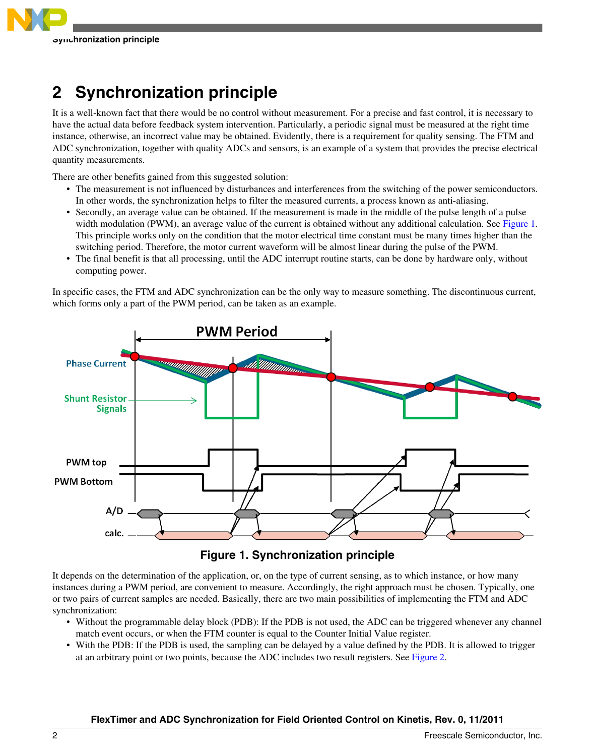## 2 Synchronization principle

It is a well-known fact that there would be no control without measurement. For a precise and fast control, it is necessary to have the actual data before feedback system intervention. Particularly, a periodic signal must be measured at the right time instance, otherwise, an incorrect value may be obtained. Evidently, there is a requirement for quality sensing. The FTM and ADC synchronization, together with quality ADCs and sensors, is an example of a system that provides the precise electrical quantity measurements.

There are other benefits gained from this suggested solution:

- The measurement is not influenced by disturbances and interferences from the switching of the power semiconductors. In other words, the synchronization helps to filter the measured currents, a process known as anti-aliasing.
- Secondly, an average value can be obtained. If the measurement is made in the middle of the pulse length of a pulse width modulation (PWM), an average value of the current is obtained without any additional calculation. See Figure 1. This principle works only on the condition that the motor electrical time constant must be many times higher than the switching period. Therefore, the motor current waveform will be almost linear during the pulse of the PWM.
- The final benefit is that all processing, until the ADC interrupt routine starts, can be done by hardware only, without computing power.

In specific cases, the FTM and ADC synchronization can be the only way to measure something. The discontinuous current, which forms only a part of the PWM period, can be taken as an example.

**Figure 1. Synchronization principle**

It depends on the determination of the application, or, on the type of current sensing, as to which instance, or how many instances during a PWM period, are convenient to measure. Accordingly, the right approach must be chosen. Typically, one or two pairs of current samples are needed. Basically, there are two main possibilities of implementing the FTM and ADC synchronization:

- Without the programmable delay block (PDB): If the PDB is not used, the ADC can be triggered whenever any channel match event occurs, or when the FTM counter is equal to the Counter Initial Value register.
- With the PDB: If the PDB is used, the sampling can be delayed by a value defined by the PDB. It is allowed to trigger at an arbitrary point or two points, because the ADC includes two result registers. See Figure 2.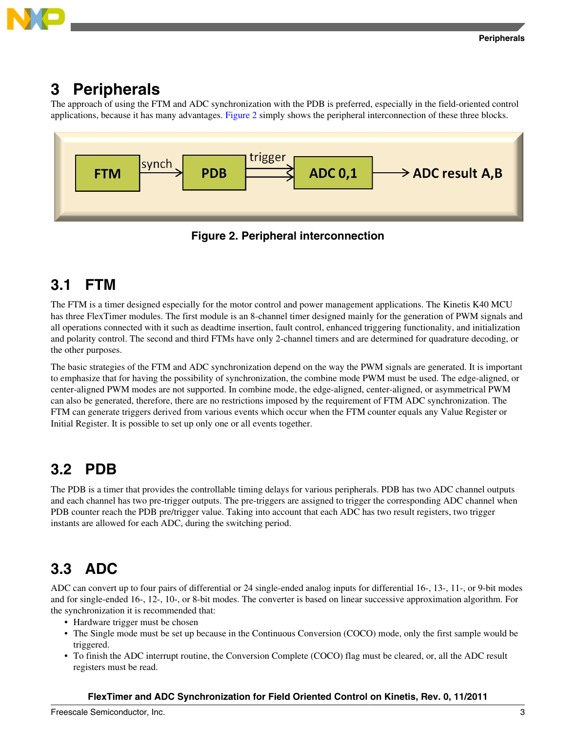# 3 Peripherals

The approach of using the FTM and ADC synchronization with the PDB is preferred, especially in the field-oriented control applications, because it has many advantages. Figure 2 simply shows the peripheral interconnection of these three blocks.

FTM → synch → PDB → trigger → ADC 0,1 → ADC result A,B

**Figure 2. Peripheral interconnection**

## 3.1 FTM

The FTM is a timer designed especially for the motor control and power management applications. The Kinetis K40 MCU has three FlexTimer modules. The first module is an 8-channel timer designed mainly for the generation of PWM signals and all operations connected with it such as deadtime insertion, fault control, enhanced triggering functionality, and initialization and polarity control. The second and third FTMs have only 2-channel timers and are determined for quadrature decoding, or the other purposes.

The basic strategies of the FTM and ADC synchronization depend on the way the PWM signals are generated. It is important to emphasize that for having the possibility of synchronization, the combine mode PWM must be used. The edge-aligned, or center-aligned PWM modes are not supported. In combine mode, the edge-aligned, center-aligned, or asymmetrical PWM can also be generated, therefore, there are no restrictions imposed by the requirement of FTM ADC synchronization. The FTM can generate triggers derived from various events which occur when the FTM counter equals any Value Register or Initial Register. It is possible to set up only one or all events together.

## 3.2 PDB

The PDB is a timer that provides the controllable timing delays for various peripherals. PDB has two ADC channel outputs and each channel has two pre-trigger outputs. The pre-triggers are assigned to trigger the corresponding ADC channel when PDB counter reach the PDB pre/trigger value. Taking into account that each ADC has two result registers, two trigger instants are allowed for each ADC, during the switching period.

## 3.3 ADC

ADC can convert up to four pairs of differential or 24 single-ended analog inputs for differential 16-, 13-, 11-, or 9-bit modes and for single-ended 16-, 12-, 10-, or 8-bit modes. The converter is based on linear successive approximation algorithm. For the synchronization it is recommended that:

- Hardware trigger must be chosen
- The Single mode must be set up because in the Continuous Conversion (COCO) mode, only the first sample would be triggered.
- To finish the ADC interrupt routine, the Conversion Complete (COCO) flag must be cleared, or, all the ADC result registers must be read.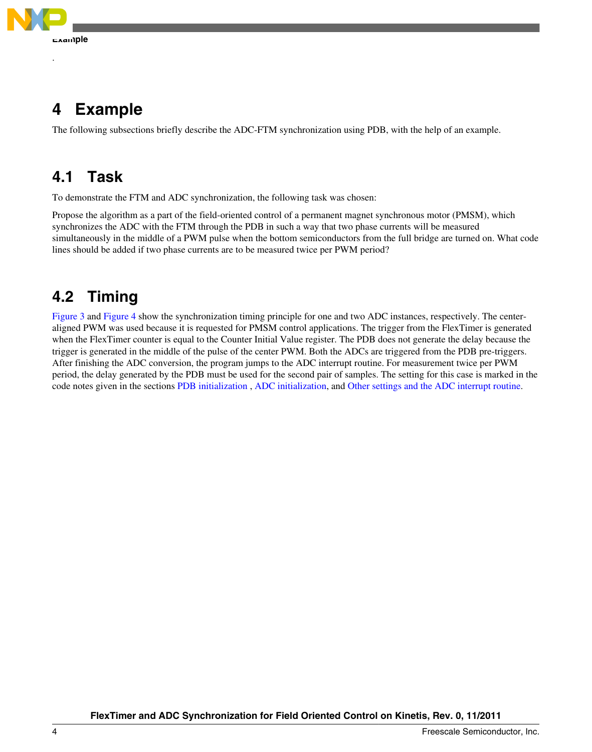# 4 Example

The following subsections briefly describe the ADC-FTM synchronization using PDB, with the help of an example.

## 4.1 Task

To demonstrate the FTM and ADC synchronization, the following task was chosen:

Propose the algorithm as a part of the field-oriented control of a permanent magnet synchronous motor (PMSM), which synchronizes the ADC with the FTM through the PDB in such a way that two phase currents will be measured simultaneously in the middle of a PWM pulse when the bottom semiconductors from the full bridge are turned on. What code lines should be added if two phase currents are to be measured twice per PWM period?

## 4.2 Timing

Figure 3 and Figure 4 show the synchronization timing principle for one and two ADC instances, respectively. The center-aligned PWM was used because it is requested for PMSM control applications. The trigger from the FlexTimer is generated when the FlexTimer counter is equal to the Counter Initial Value register. The PDB does not generate the delay because the trigger is generated in the middle of the pulse of the center PWM. Both the ADCs are triggered from the PDB pre-triggers. After finishing the ADC conversion, the program jumps to the ADC interrupt routine. For measurement twice per PWM period, the delay generated by the PDB must be used for the second pair of samples. The setting for this case is marked in the code notes given in the sections PDB initialization , ADC initialization, and Other settings and the ADC interrupt routine.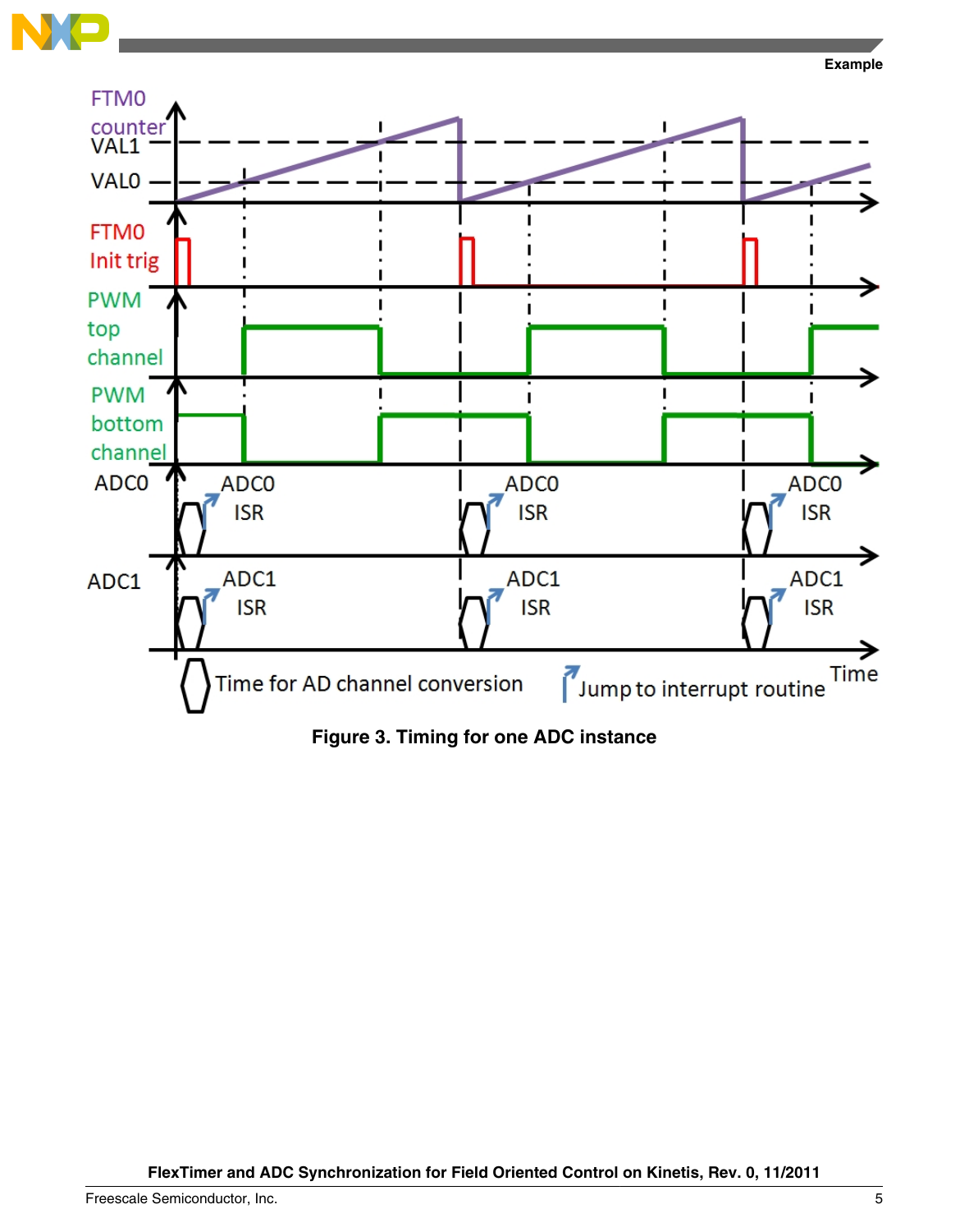Figure 3. Timing for one ADC instance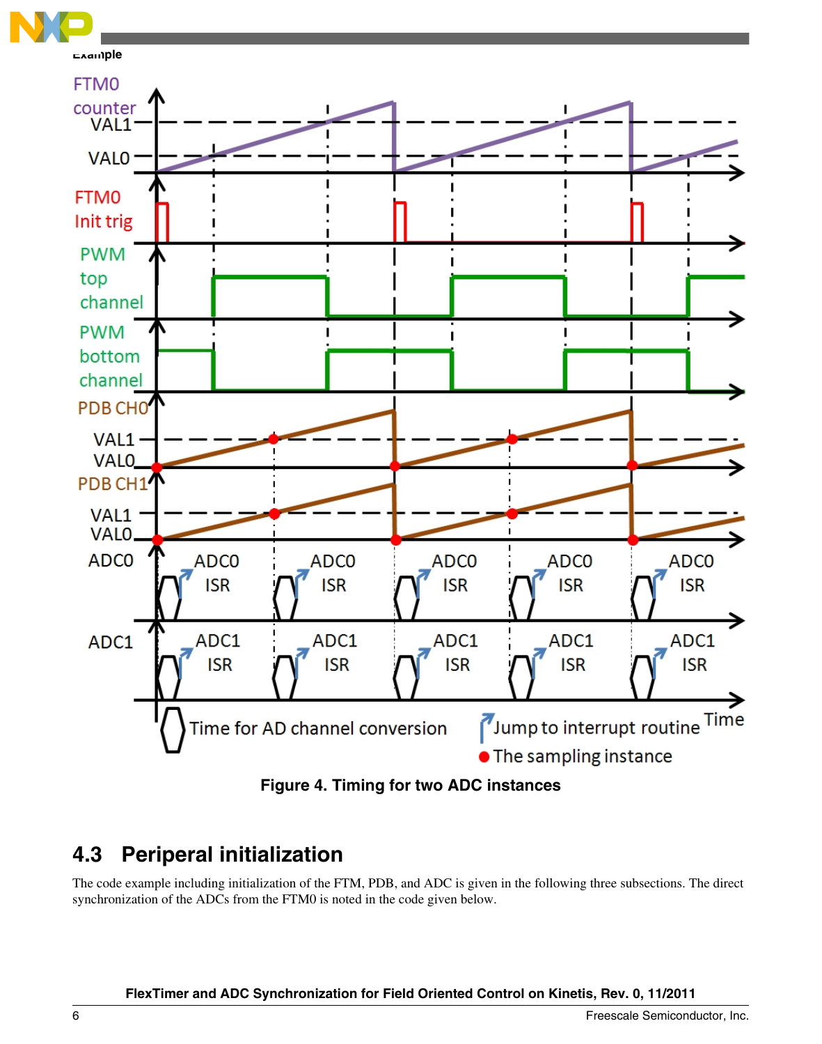Figure 4. Timing for two ADC instances

## 4.3 Periperal initialization

The code example including initialization of the FTM, PDB, and ADC is given in the following three subsections. The direct synchronization of the ADCs from the FTM0 is noted in the code given below.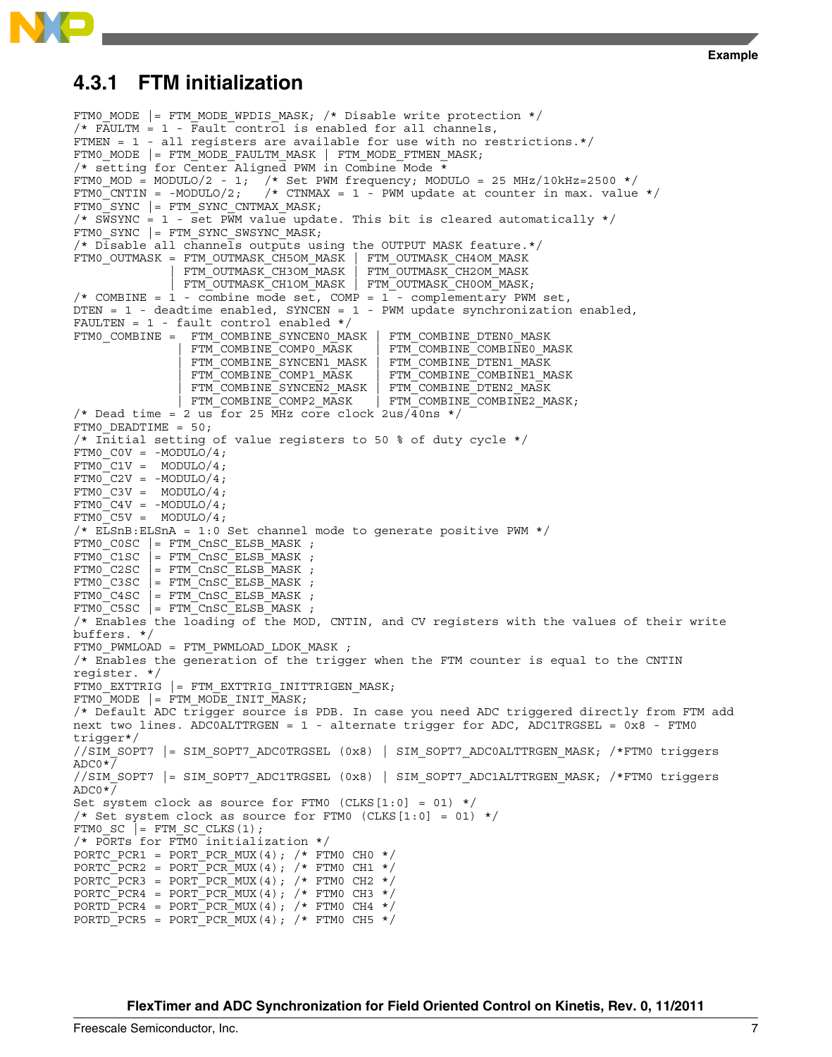## 4.3.1 FTM initialization

```
FTM0_MODE |= FTM_MODE_WPDIS_MASK; /* Disable write protection */
/* FAULTM = 1 - Fault control is enabled for all channels,
FTMEN = 1 - all registers are available for use with no restrictions.*/
FTM0_MODE |= FTM_MODE_FAULTM_MASK | FTM_MODE_FTMEN_MASK;
/* setting for Center Aligned PWM in Combine Mode *
FTM0_MOD = MODULO/2 - 1;  /* Set PWM frequency; MODULO = 25 MHz/10kHz=2500 */
FTM0_CNTIN = -MODULO/2;   /* CTNMAX = 1 - PWM update at counter in max. value */
FTM0_SYNC |= FTM_SYNC_CNTMAX_MASK;
/* SWSYNC = 1 - set PWM value update. This bit is cleared automatically */
FTM0_SYNC |= FTM_SYNC_SWSYNC_MASK;
/* Disable all channels outputs using the OUTPUT MASK feature.*/
FTM0_OUTMASK = FTM_OUTMASK_CH5OM_MASK | FTM_OUTMASK_CH4OM_MASK
             | FTM_OUTMASK_CH3OM_MASK | FTM_OUTMASK_CH2OM_MASK
             | FTM_OUTMASK_CH1OM_MASK | FTM_OUTMASK_CH0OM_MASK;
/* COMBINE = 1 - combine mode set, COMP = 1 - complementary PWM set,
DTEN = 1 - deadtime enabled, SYNCEN = 1 - PWM update synchronization enabled,
FAULTEN = 1 - fault control enabled */
FTM0_COMBINE =  FTM_COMBINE_SYNCEN0_MASK | FTM_COMBINE_DTEN0_MASK
              | FTM_COMBINE_COMP0_MASK   | FTM_COMBINE_COMBINE0_MASK
              | FTM_COMBINE_SYNCEN1_MASK | FTM_COMBINE_DTEN1_MASK
              | FTM_COMBINE_COMP1_MASK   | FTM_COMBINE_COMBINE1_MASK
              | FTM_COMBINE_SYNCEN2_MASK | FTM_COMBINE_DTEN2_MASK
              | FTM_COMBINE_COMP2_MASK   | FTM_COMBINE_COMBINE2_MASK;
/* Dead time = 2 us for 25 MHz core clock 2us/40ns */
FTM0_DEADTIME = 50;
/* Initial setting of value registers to 50 % of duty cycle */
FTM0_C0V = -MODULO/4;
FTM0_C1V =  MODULO/4;
FTM0_C2V = -MODULO/4;
FTM0_C3V =  MODULO/4;
FTM0_C4V = -MODULO/4;
FTM0_C5V =  MODULO/4;
/* ELSnB:ELSnA = 1:0 Set channel mode to generate positive PWM */
FTM0_C0SC |= FTM_CnSC_ELSB_MASK ;
FTM0_C1SC |= FTM_CnSC_ELSB_MASK ;
FTM0_C2SC |= FTM_CnSC_ELSB_MASK ;
FTM0_C3SC |= FTM_CnSC_ELSB_MASK ;
FTM0_C4SC |= FTM_CnSC_ELSB_MASK ;
FTM0_C5SC |= FTM_CnSC_ELSB_MASK ;
/* Enables the loading of the MOD, CNTIN, and CV registers with the values of their write
buffers. */
FTM0_PWMLOAD = FTM_PWMLOAD_LDOK_MASK ;
/* Enables the generation of the trigger when the FTM counter is equal to the CNTIN
register. */
FTM0_EXTTRIG |= FTM_EXTTRIG_INITTRIGEN_MASK;
FTM0_MODE |= FTM_MODE_INIT_MASK;
/* Default ADC trigger source is PDB. In case you need ADC triggered directly from FTM add
next two lines. ADC0ALTTRGEN = 1 - alternate trigger for ADC, ADC1TRGSEL = 0x8 - FTM0
trigger*/
//SIM_SOPT7 |= SIM_SOPT7_ADC0TRGSEL (0x8) | SIM_SOPT7_ADC0ALTTRGEN_MASK; /*FTM0 triggers
ADC0*/
//SIM_SOPT7 |= SIM_SOPT7_ADC1TRGSEL (0x8) | SIM_SOPT7_ADC1ALTTRGEN_MASK; /*FTM0 triggers
ADC0*/
Set system clock as source for FTM0 (CLKS[1:0] = 01) */
/* Set system clock as source for FTM0 (CLKS[1:0] = 01) */
FTM0_SC |= FTM_SC_CLKS(1);
/* PORTs for FTM0 initialization */
PORTC_PCR1 = PORT_PCR_MUX(4); /* FTM0 CH0 */
PORTC_PCR2 = PORT_PCR_MUX(4); /* FTM0 CH1 */
PORTC_PCR3 = PORT_PCR_MUX(4); /* FTM0 CH2 */
PORTC_PCR4 = PORT_PCR_MUX(4); /* FTM0 CH3 */
PORTD_PCR4 = PORT_PCR_MUX(4); /* FTM0 CH4 */
PORTD_PCR5 = PORT_PCR_MUX(4); /* FTM0 CH5 */
```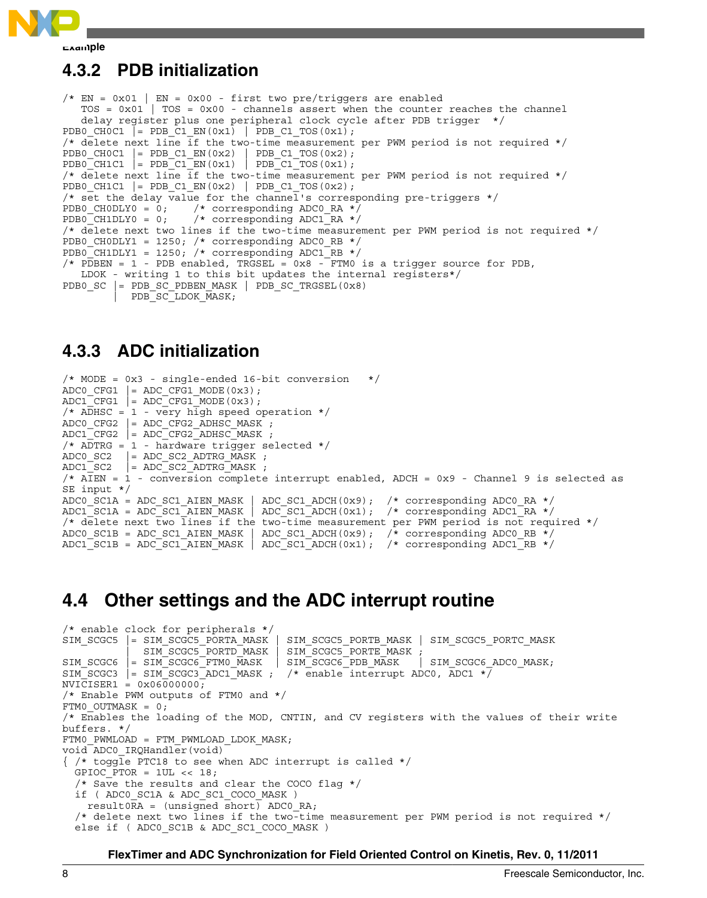### 4.3.2 PDB initialization

```
/* EN = 0x01 | EN = 0x00 - first two pre/triggers are enabled
   TOS = 0x01 | TOS = 0x00 - channels assert when the counter reaches the channel
   delay register plus one peripheral clock cycle after PDB trigger  */
PDB0_CH0C1 |= PDB_C1_EN(0x1) | PDB_C1_TOS(0x1);
/* delete next line if the two-time measurement per PWM period is not required */
PDB0_CH0C1 |= PDB_C1_EN(0x2) | PDB_C1_TOS(0x2);
PDB0_CH1C1 |= PDB_C1_EN(0x1) | PDB_C1_TOS(0x1);
/* delete next line if the two-time measurement per PWM period is not required */
PDB0_CH1C1 |= PDB_C1_EN(0x2) | PDB_C1_TOS(0x2);
/* set the delay value for the channel's corresponding pre-triggers */
PDB0_CH0DLY0 = 0;     /* corresponding ADC0_RA */
PDB0_CH1DLY0 = 0;     /* corresponding ADC1_RA */
/* delete next two lines if the two-time measurement per PWM period is not required */
PDB0_CH0DLY1 = 1250; /* corresponding ADC0_RB */
PDB0_CH1DLY1 = 1250; /* corresponding ADC1_RB */
/* PDBEN = 1 - PDB enabled, TRGSEL = 0x8 - FTM0 is a trigger source for PDB,
   LDOK - writing 1 to this bit updates the internal registers*/
PDB0_SC |= PDB_SC_PDBEN_MASK | PDB_SC_TRGSEL(0x8)
        |  PDB_SC_LDOK_MASK;
```

### 4.3.3 ADC initialization

```
/* MODE = 0x3 - single-ended 16-bit conversion   */
ADC0_CFG1 |= ADC_CFG1_MODE(0x3);
ADC1_CFG1 |= ADC_CFG1_MODE(0x3);
/* ADHSC = 1 - very high speed operation */
ADC0_CFG2 |= ADC_CFG2_ADHSC_MASK ;
ADC1_CFG2 |= ADC_CFG2_ADHSC_MASK ;
/* ADTRG = 1 - hardware trigger selected */
ADC0_SC2  |= ADC_SC2_ADTRG_MASK ;
ADC1_SC2  |= ADC_SC2_ADTRG_MASK ;
/* AIEN = 1 - conversion complete interrupt enabled, ADCH = 0x9 - Channel 9 is selected as
SE input */
ADC0_SC1A = ADC_SC1_AIEN_MASK | ADC_SC1_ADCH(0x9);  /* corresponding ADC0_RA */
ADC1_SC1A = ADC_SC1_AIEN_MASK | ADC_SC1_ADCH(0x1);  /* corresponding ADC1_RA */
/* delete next two lines if the two-time measurement per PWM period is not required */
ADC0_SC1B = ADC_SC1_AIEN_MASK | ADC_SC1_ADCH(0x9);  /* corresponding ADC0_RB */
ADC1_SC1B = ADC_SC1_AIEN_MASK | ADC_SC1_ADCH(0x1);  /* corresponding ADC1_RB */
```

## 4.4 Other settings and the ADC interrupt routine

```
/* enable clock for peripherals */
SIM_SCGC5 |= SIM_SCGC5_PORTA_MASK | SIM_SCGC5_PORTB_MASK | SIM_SCGC5_PORTC_MASK
          |  SIM_SCGC5_PORTD_MASK | SIM_SCGC5_PORTE_MASK ;
SIM_SCGC6 |= SIM_SCGC6_FTM0_MASK  | SIM_SCGC6_PDB_MASK   | SIM_SCGC6_ADC0_MASK;
SIM_SCGC3 |= SIM_SCGC3_ADC1_MASK ;  /* enable interrupt ADC0, ADC1 */
NVICISER1 = 0x06000000;
/* Enable PWM outputs of FTM0 and */
FTM0_OUTMASK = 0;
/* Enables the loading of the MOD, CNTIN, and CV registers with the values of their write
buffers. */
FTM0_PWMLOAD = FTM_PWMLOAD_LDOK_MASK;
void ADC0_IRQHandler(void)
{ /* toggle PTC18 to see when ADC interrupt is called */
  GPIOC_PTOR = 1UL << 18;
  /* Save the results and clear the COCO flag */
  if ( ADC0_SC1A & ADC_SC1_COCO_MASK )
    result0RA = (unsigned short) ADC0_RA;
  /* delete next two lines if the two-time measurement per PWM period is not required */
  else if ( ADC0_SC1B & ADC_SC1_COCO_MASK )
```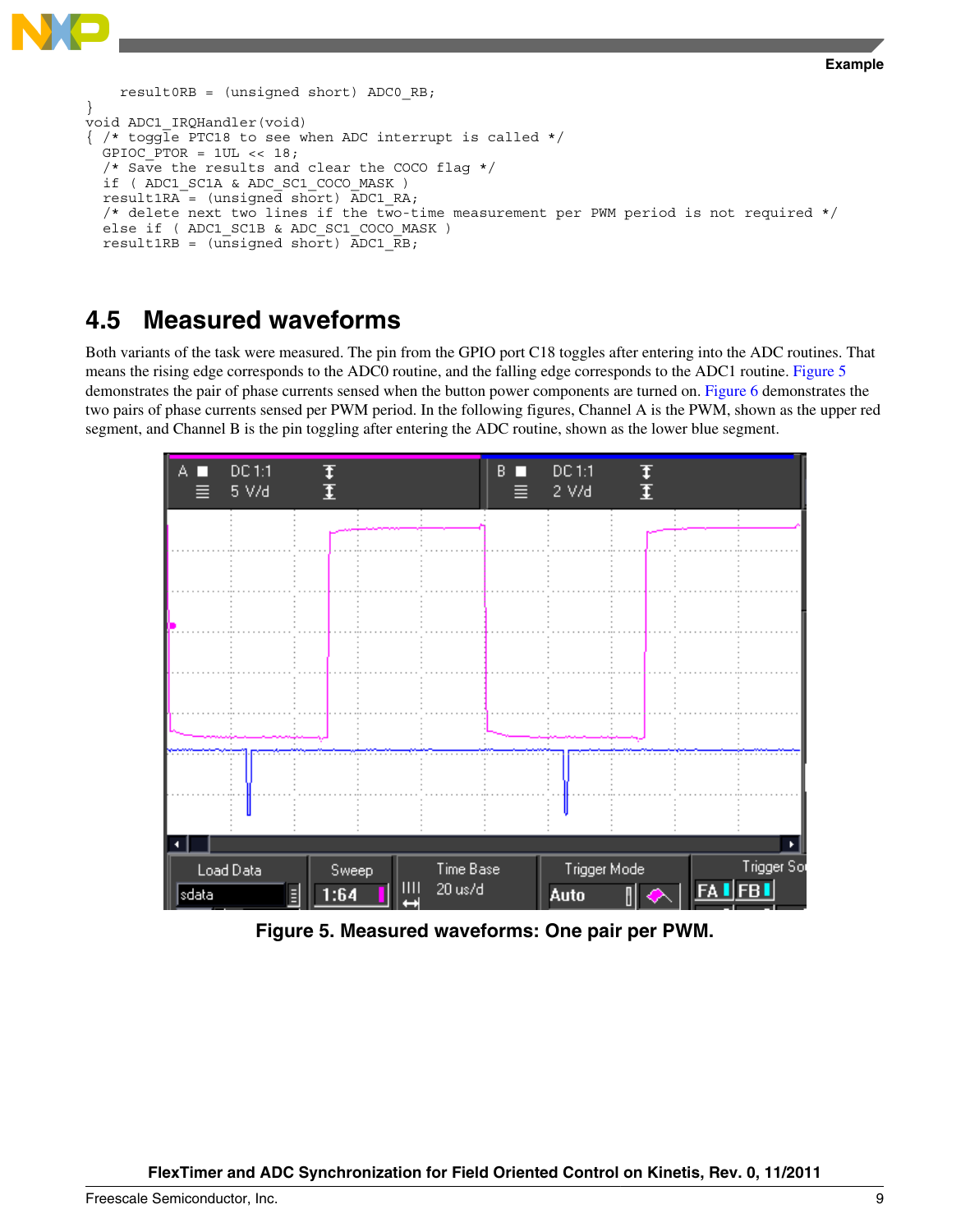```
    result0RB = (unsigned short) ADC0_RB;
}
void ADC1_IRQHandler(void)
{ /* toggle PTC18 to see when ADC interrupt is called */
  GPIOC_PTOR = 1UL << 18;
  /* Save the results and clear the COCO flag */
  if ( ADC1_SC1A & ADC_SC1_COCO_MASK )
  result1RA = (unsigned short) ADC1_RA;
  /* delete next two lines if the two-time measurement per PWM period is not required */
  else if ( ADC1_SC1B & ADC_SC1_COCO_MASK )
  result1RB = (unsigned short) ADC1_RB;
```

## 4.5 Measured waveforms

Both variants of the task were measured. The pin from the GPIO port C18 toggles after entering into the ADC routines. That means the rising edge corresponds to the ADC0 routine, and the falling edge corresponds to the ADC1 routine. Figure 5 demonstrates the pair of phase currents sensed when the button power components are turned on. Figure 6 demonstrates the two pairs of phase currents sensed per PWM period. In the following figures, Channel A is the PWM, shown as the upper red segment, and Channel B is the pin toggling after entering the ADC routine, shown as the lower blue segment.

**Figure 5. Measured waveforms: One pair per PWM.**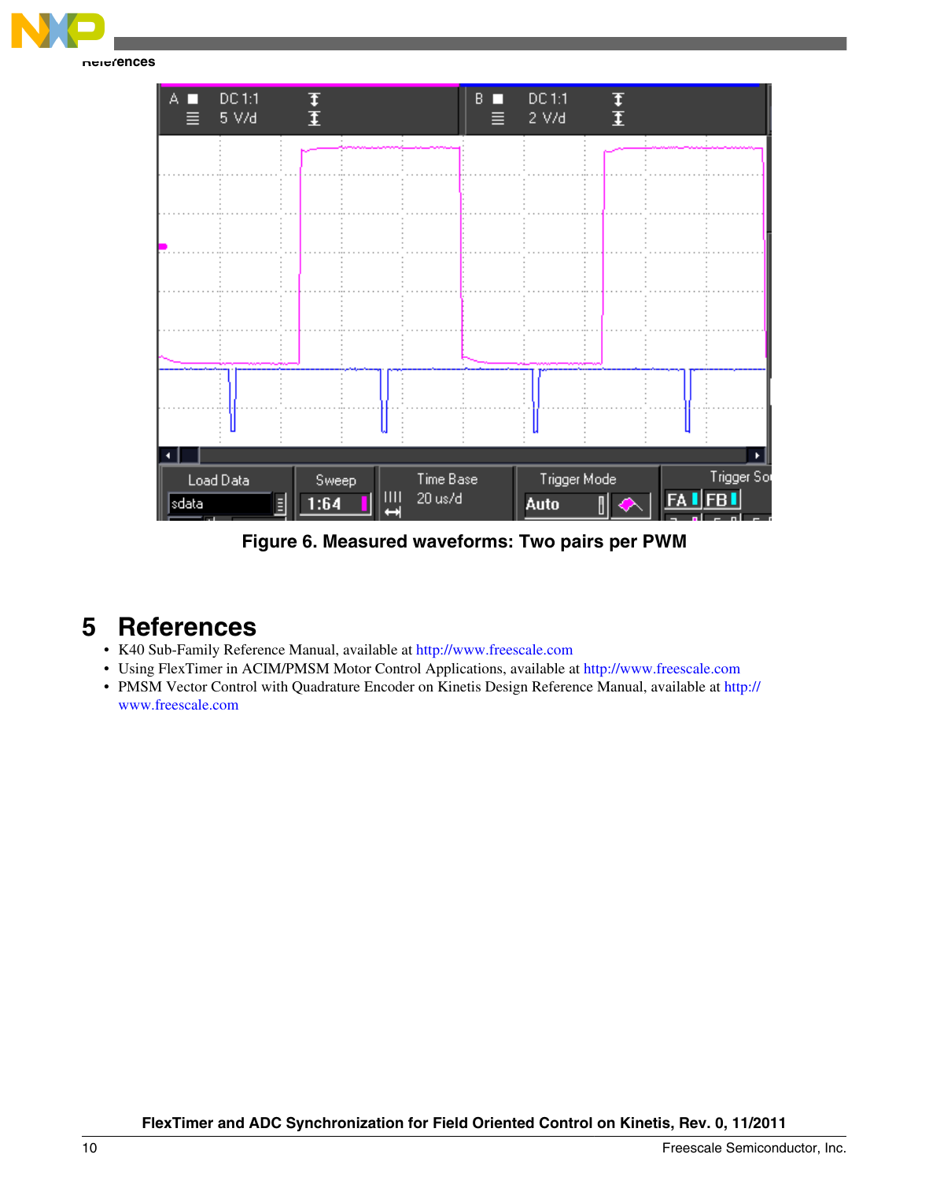Figure 6. Measured waveforms: Two pairs per PWM

# 5 References

- K40 Sub-Family Reference Manual, available at http://www.freescale.com
- Using FlexTimer in ACIM/PMSM Motor Control Applications, available at http://www.freescale.com
- PMSM Vector Control with Quadrature Encoder on Kinetis Design Reference Manual, available at http://www.freescale.com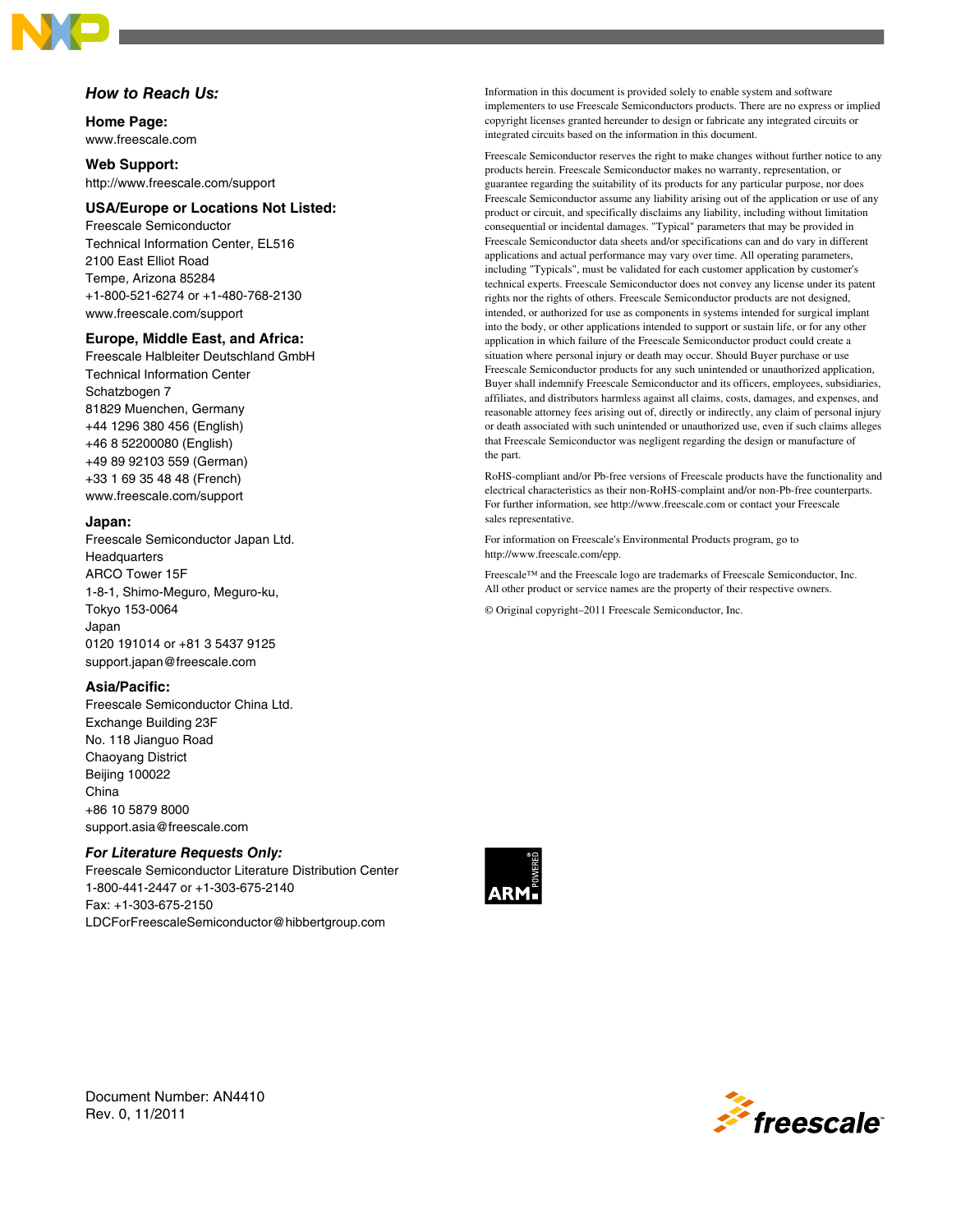***How to Reach Us:***

**Home Page:**
www.freescale.com

**Web Support:**
http://www.freescale.com/support

**USA/Europe or Locations Not Listed:**
Freescale Semiconductor
Technical Information Center, EL516
2100 East Elliot Road
Tempe, Arizona 85284
+1-800-521-6274 or +1-480-768-2130
www.freescale.com/support

**Europe, Middle East, and Africa:**
Freescale Halbleiter Deutschland GmbH
Technical Information Center
Schatzbogen 7
81829 Muenchen, Germany
+44 1296 380 456 (English)
+46 8 52200080 (English)
+49 89 92103 559 (German)
+33 1 69 35 48 48 (French)
www.freescale.com/support

**Japan:**
Freescale Semiconductor Japan Ltd.
Headquarters
ARCO Tower 15F
1-8-1, Shimo-Meguro, Meguro-ku,
Tokyo 153-0064
Japan
0120 191014 or +81 3 5437 9125
support.japan@freescale.com

**Asia/Pacific:**
Freescale Semiconductor China Ltd.
Exchange Building 23F
No. 118 Jianguo Road
Chaoyang District
Beijing 100022
China
+86 10 5879 8000
support.asia@freescale.com

***For Literature Requests Only:***
Freescale Semiconductor Literature Distribution Center
1-800-441-2447 or +1-303-675-2140
Fax: +1-303-675-2150
LDCForFreescaleSemiconductor@hibbertgroup.com

Information in this document is provided solely to enable system and software implementers to use Freescale Semiconductors products. There are no express or implied copyright licenses granted hereunder to design or fabricate any integrated circuits or integrated circuits based on the information in this document.

Freescale Semiconductor reserves the right to make changes without further notice to any products herein. Freescale Semiconductor makes no warranty, representation, or guarantee regarding the suitability of its products for any particular purpose, nor does Freescale Semiconductor assume any liability arising out of the application or use of any product or circuit, and specifically disclaims any liability, including without limitation consequential or incidental damages. "Typical" parameters that may be provided in Freescale Semiconductor data sheets and/or specifications can and do vary in different applications and actual performance may vary over time. All operating parameters, including "Typicals", must be validated for each customer application by customer's technical experts. Freescale Semiconductor does not convey any license under its patent rights nor the rights of others. Freescale Semiconductor products are not designed, intended, or authorized for use as components in systems intended for surgical implant into the body, or other applications intended to support or sustain life, or for any other application in which failure of the Freescale Semiconductor product could create a situation where personal injury or death may occur. Should Buyer purchase or use Freescale Semiconductor products for any such unintended or unauthorized application, Buyer shall indemnify Freescale Semiconductor and its officers, employees, subsidiaries, affiliates, and distributors harmless against all claims, costs, damages, and expenses, and reasonable attorney fees arising out of, directly or indirectly, any claim of personal injury or death associated with such unintended or unauthorized use, even if such claims alleges that Freescale Semiconductor was negligent regarding the design or manufacture of the part.

RoHS-compliant and/or Pb-free versions of Freescale products have the functionality and electrical characteristics as their non-RoHS-complaint and/or non-Pb-free counterparts. For further information, see http://www.freescale.com or contact your Freescale sales representative.

For information on Freescale's Environmental Products program, go to http://www.freescale.com/epp.

Freescale™ and the Freescale logo are trademarks of Freescale Semiconductor, Inc. All other product or service names are the property of their respective owners.

© Original copyright–2011 Freescale Semiconductor, Inc.

Document Number: AN4410
Rev. 0, 11/2011